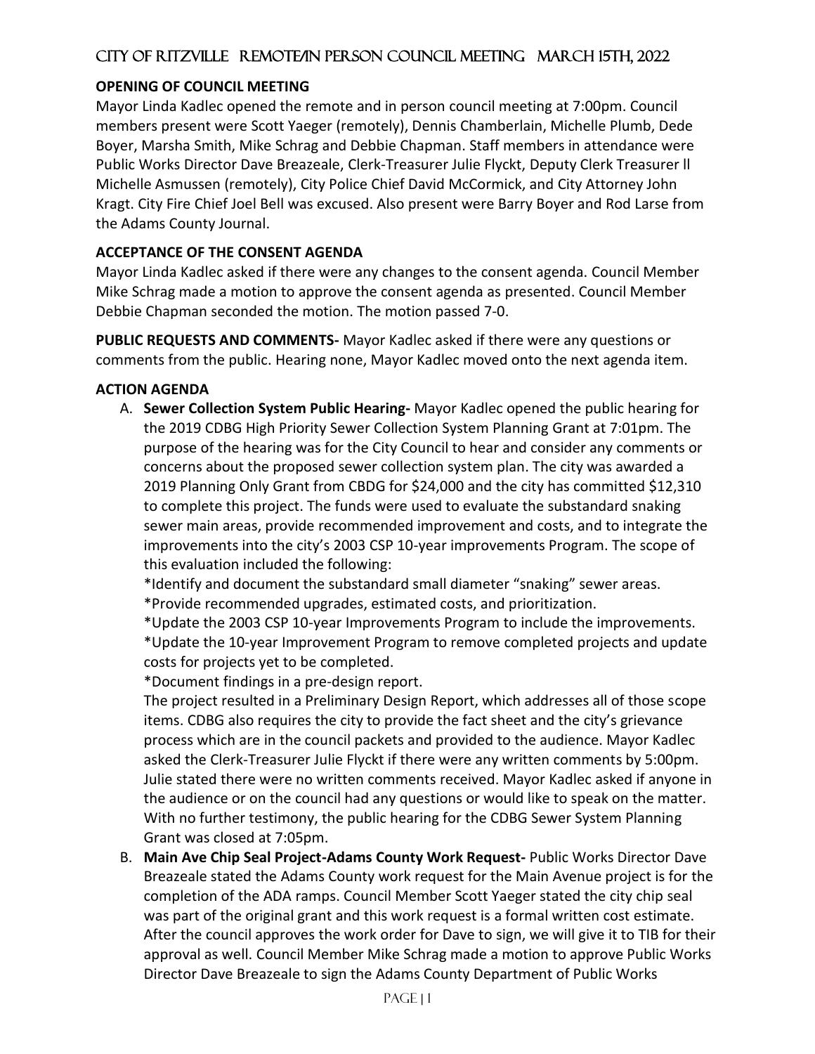# CITY OF RITZVILLE REMOTE/IN PERSON COUNCIL MEETING MARCH 15TH, 2022

**OPENING OF COUNCIL MEETING**

Mayor Linda Kadlec opened the remote and in person council meeting at 7:00pm. Council members present were Scott Yaeger (remotely), Dennis Chamberlain, Michelle Plumb, Dede Boyer, Marsha Smith, Mike Schrag and Debbie Chapman. Staff members in attendance were Public Works Director Dave Breazeale, Clerk-Treasurer Julie Flyckt, Deputy Clerk Treasurer ll Michelle Asmussen (remotely), City Police Chief David McCormick, and City Attorney John Kragt. City Fire Chief Joel Bell was excused. Also present were Barry Boyer and Rod Larse from the Adams County Journal.

**ACCEPTANCE OF THE CONSENT AGENDA**

Mayor Linda Kadlec asked if there were any changes to the consent agenda. Council Member Mike Schrag made a motion to approve the consent agenda as presented. Council Member Debbie Chapman seconded the motion. The motion passed 7-0.

**PUBLIC REQUESTS AND COMMENTS-** Mayor Kadlec asked if there were any questions or comments from the public. Hearing none, Mayor Kadlec moved onto the next agenda item.

**ACTION AGENDA**

A. **Sewer Collection System Public Hearing-** Mayor Kadlec opened the public hearing for the 2019 CDBG High Priority Sewer Collection System Planning Grant at 7:01pm. The purpose of the hearing was for the City Council to hear and consider any comments or concerns about the proposed sewer collection system plan. The city was awarded a 2019 Planning Only Grant from CBDG for $24,000 and the city has committed $12,310 to complete this project. The funds were used to evaluate the substandard snaking sewer main areas, provide recommended improvement and costs, and to integrate the improvements into the city's 2003 CSP 10-year improvements Program. The scope of this evaluation included the following:

   *Identify and document the substandard small diameter "snaking" sewer areas.
   *Provide recommended upgrades, estimated costs, and prioritization.
   *Update the 2003 CSP 10-year Improvements Program to include the improvements.
   *Update the 10-year Improvement Program to remove completed projects and update costs for projects yet to be completed.
   *Document findings in a pre-design report.

   The project resulted in a Preliminary Design Report, which addresses all of those scope items. CDBG also requires the city to provide the fact sheet and the city's grievance process which are in the council packets and provided to the audience. Mayor Kadlec asked the Clerk-Treasurer Julie Flyckt if there were any written comments by 5:00pm. Julie stated there were no written comments received. Mayor Kadlec asked if anyone in the audience or on the council had any questions or would like to speak on the matter. With no further testimony, the public hearing for the CDBG Sewer System Planning Grant was closed at 7:05pm.

B. **Main Ave Chip Seal Project-Adams County Work Request-** Public Works Director Dave Breazeale stated the Adams County work request for the Main Avenue project is for the completion of the ADA ramps. Council Member Scott Yaeger stated the city chip seal was part of the original grant and this work request is a formal written cost estimate. After the council approves the work order for Dave to sign, we will give it to TIB for their approval as well. Council Member Mike Schrag made a motion to approve Public Works Director Dave Breazeale to sign the Adams County Department of Public Works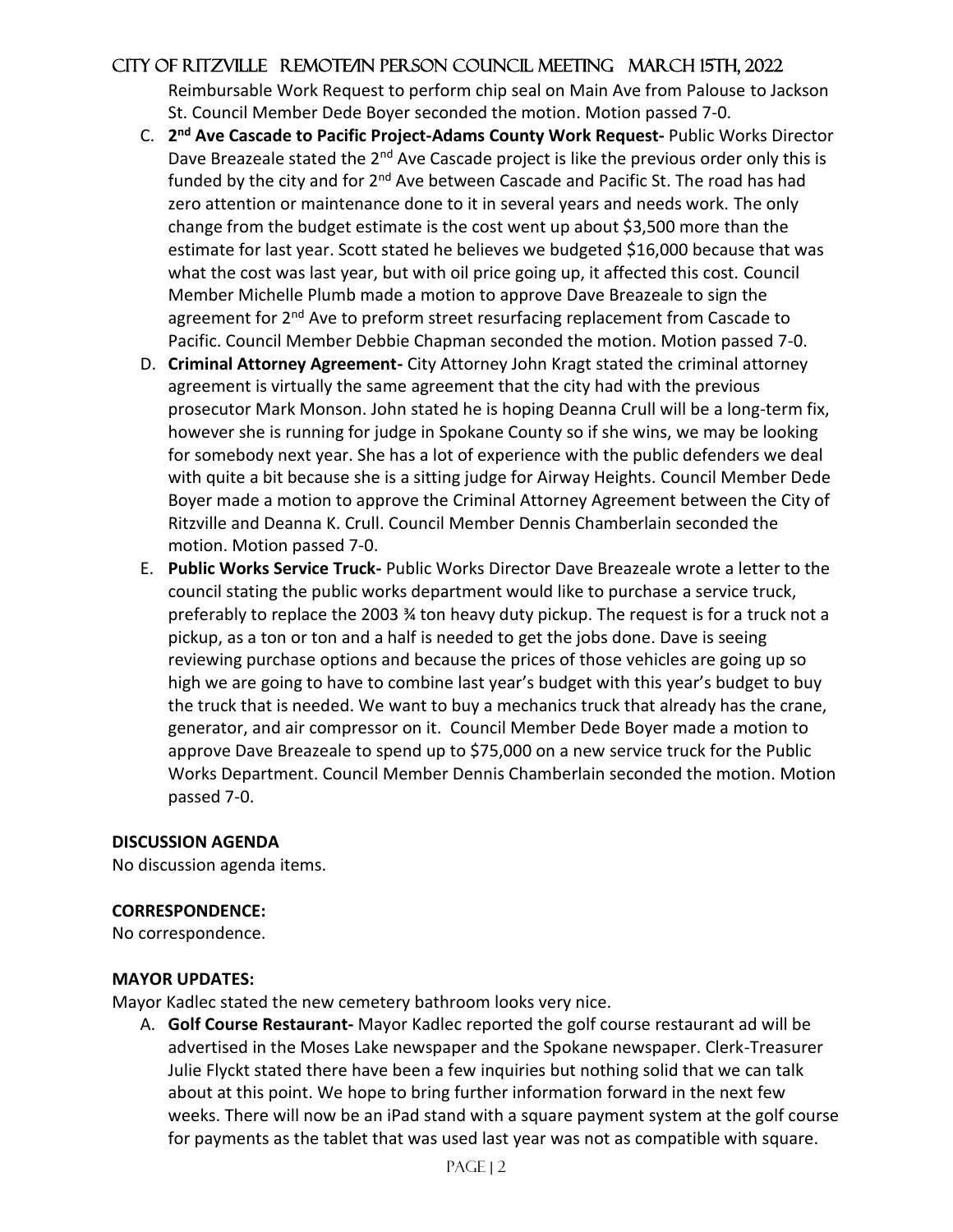Reimbursable Work Request to perform chip seal on Main Ave from Palouse to Jackson St. Council Member Dede Boyer seconded the motion. Motion passed 7-0.

C. **2nd Ave Cascade to Pacific Project-Adams County Work Request-** Public Works Director Dave Breazeale stated the 2nd Ave Cascade project is like the previous order only this is funded by the city and for 2nd Ave between Cascade and Pacific St. The road has had zero attention or maintenance done to it in several years and needs work. The only change from the budget estimate is the cost went up about $3,500 more than the estimate for last year. Scott stated he believes we budgeted $16,000 because that was what the cost was last year, but with oil price going up, it affected this cost. Council Member Michelle Plumb made a motion to approve Dave Breazeale to sign the agreement for 2nd Ave to preform street resurfacing replacement from Cascade to Pacific. Council Member Debbie Chapman seconded the motion. Motion passed 7-0.

D. **Criminal Attorney Agreement-** City Attorney John Kragt stated the criminal attorney agreement is virtually the same agreement that the city had with the previous prosecutor Mark Monson. John stated he is hoping Deanna Crull will be a long-term fix, however she is running for judge in Spokane County so if she wins, we may be looking for somebody next year. She has a lot of experience with the public defenders we deal with quite a bit because she is a sitting judge for Airway Heights. Council Member Dede Boyer made a motion to approve the Criminal Attorney Agreement between the City of Ritzville and Deanna K. Crull. Council Member Dennis Chamberlain seconded the motion. Motion passed 7-0.

E. **Public Works Service Truck-** Public Works Director Dave Breazeale wrote a letter to the council stating the public works department would like to purchase a service truck, preferably to replace the 2003 ¾ ton heavy duty pickup. The request is for a truck not a pickup, as a ton or ton and a half is needed to get the jobs done. Dave is seeing reviewing purchase options and because the prices of those vehicles are going up so high we are going to have to combine last year's budget with this year's budget to buy the truck that is needed. We want to buy a mechanics truck that already has the crane, generator, and air compressor on it. Council Member Dede Boyer made a motion to approve Dave Breazeale to spend up to $75,000 on a new service truck for the Public Works Department. Council Member Dennis Chamberlain seconded the motion. Motion passed 7-0.

**DISCUSSION AGENDA**

No discussion agenda items.

**CORRESPONDENCE:**

No correspondence.

**MAYOR UPDATES:**

Mayor Kadlec stated the new cemetery bathroom looks very nice.

A. **Golf Course Restaurant-** Mayor Kadlec reported the golf course restaurant ad will be advertised in the Moses Lake newspaper and the Spokane newspaper. Clerk-Treasurer Julie Flyckt stated there have been a few inquiries but nothing solid that we can talk about at this point. We hope to bring further information forward in the next few weeks. There will now be an iPad stand with a square payment system at the golf course for payments as the tablet that was used last year was not as compatible with square.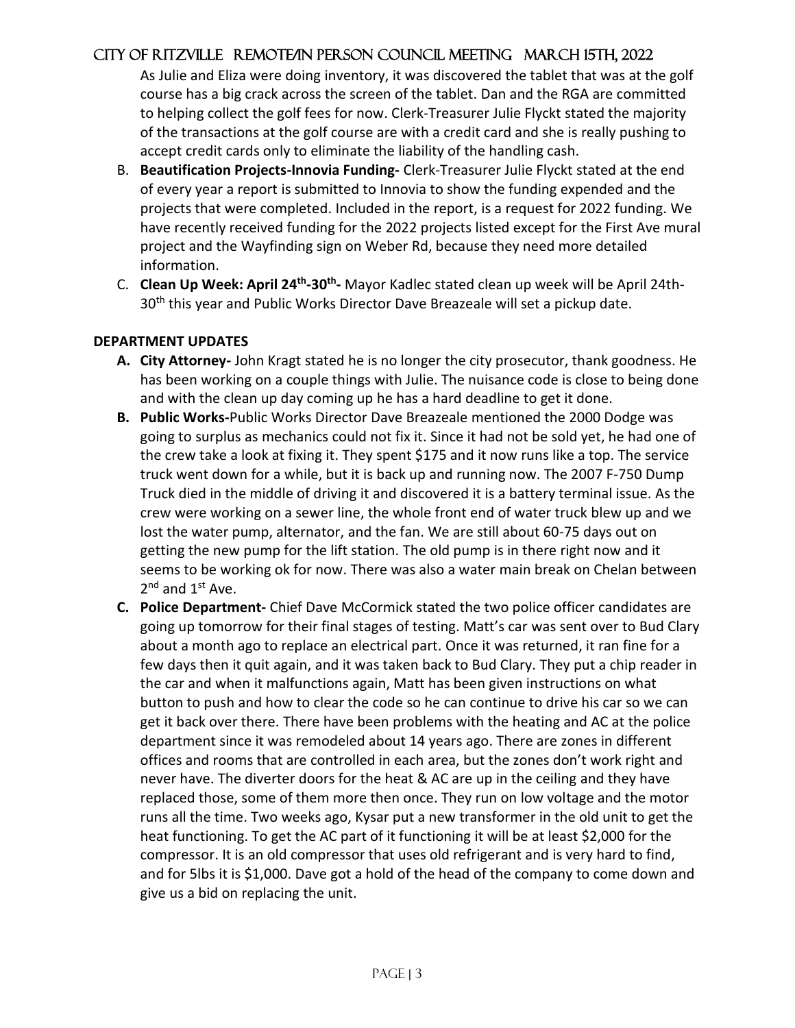As Julie and Eliza were doing inventory, it was discovered the tablet that was at the golf course has a big crack across the screen of the tablet. Dan and the RGA are committed to helping collect the golf fees for now. Clerk-Treasurer Julie Flyckt stated the majority of the transactions at the golf course are with a credit card and she is really pushing to accept credit cards only to eliminate the liability of the handling cash.

B. **Beautification Projects-Innovia Funding-** Clerk-Treasurer Julie Flyckt stated at the end of every year a report is submitted to Innovia to show the funding expended and the projects that were completed. Included in the report, is a request for 2022 funding. We have recently received funding for the 2022 projects listed except for the First Ave mural project and the Wayfinding sign on Weber Rd, because they need more detailed information.

C. **Clean Up Week: April 24th-30th-** Mayor Kadlec stated clean up week will be April 24th-30th this year and Public Works Director Dave Breazeale will set a pickup date.

**DEPARTMENT UPDATES**

**A. City Attorney-** John Kragt stated he is no longer the city prosecutor, thank goodness. He has been working on a couple things with Julie. The nuisance code is close to being done and with the clean up day coming up he has a hard deadline to get it done.

**B. Public Works-**Public Works Director Dave Breazeale mentioned the 2000 Dodge was going to surplus as mechanics could not fix it. Since it had not be sold yet, he had one of the crew take a look at fixing it. They spent $175 and it now runs like a top. The service truck went down for a while, but it is back up and running now. The 2007 F-750 Dump Truck died in the middle of driving it and discovered it is a battery terminal issue. As the crew were working on a sewer line, the whole front end of water truck blew up and we lost the water pump, alternator, and the fan. We are still about 60-75 days out on getting the new pump for the lift station. The old pump is in there right now and it seems to be working ok for now. There was also a water main break on Chelan between 2nd and 1st Ave.

**C. Police Department-** Chief Dave McCormick stated the two police officer candidates are going up tomorrow for their final stages of testing. Matt's car was sent over to Bud Clary about a month ago to replace an electrical part. Once it was returned, it ran fine for a few days then it quit again, and it was taken back to Bud Clary. They put a chip reader in the car and when it malfunctions again, Matt has been given instructions on what button to push and how to clear the code so he can continue to drive his car so we can get it back over there. There have been problems with the heating and AC at the police department since it was remodeled about 14 years ago. There are zones in different offices and rooms that are controlled in each area, but the zones don't work right and never have. The diverter doors for the heat & AC are up in the ceiling and they have replaced those, some of them more then once. They run on low voltage and the motor runs all the time. Two weeks ago, Kysar put a new transformer in the old unit to get the heat functioning. To get the AC part of it functioning it will be at least $2,000 for the compressor. It is an old compressor that uses old refrigerant and is very hard to find, and for 5lbs it is $1,000. Dave got a hold of the head of the company to come down and give us a bid on replacing the unit.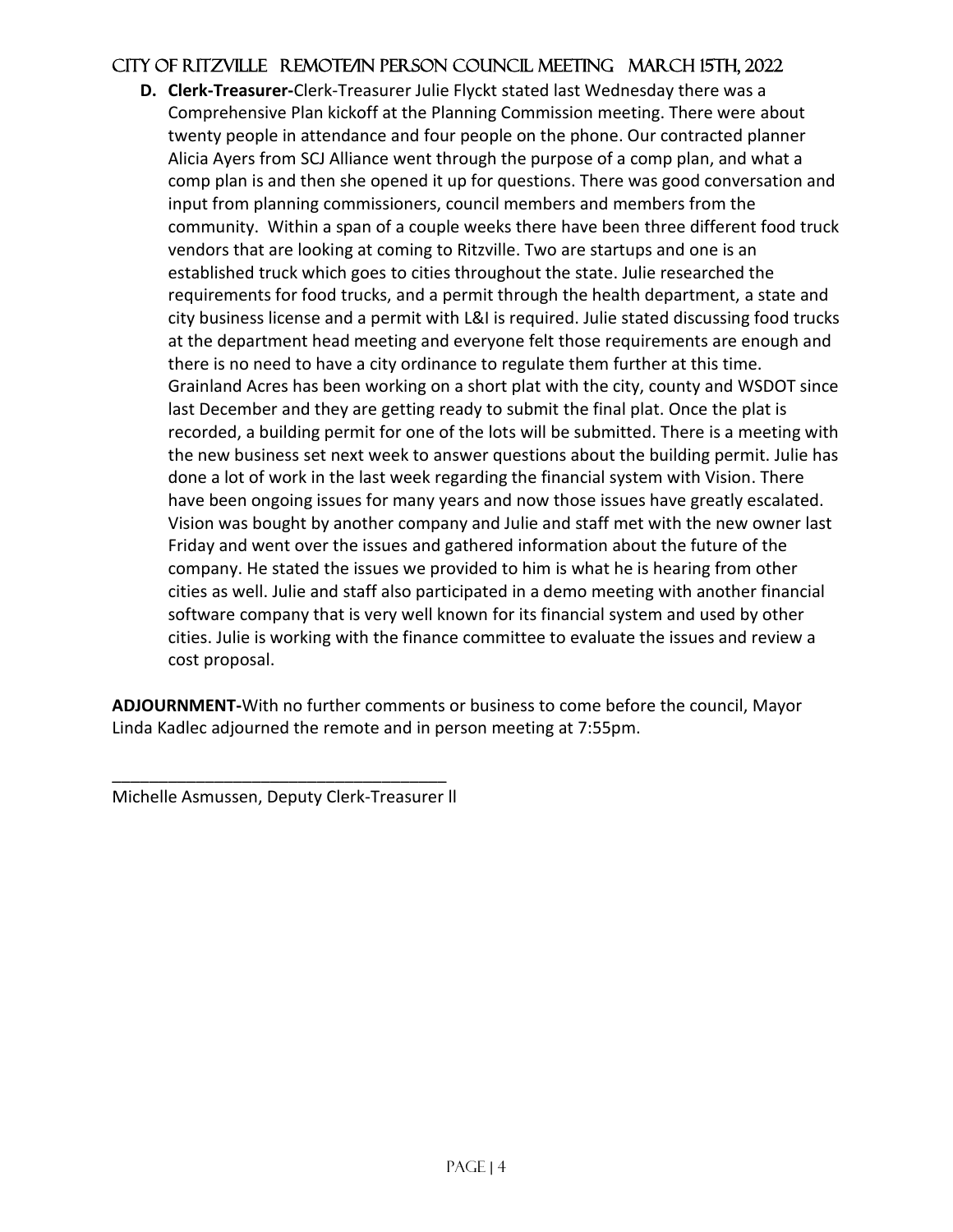**D. Clerk-Treasurer-**Clerk-Treasurer Julie Flyckt stated last Wednesday there was a Comprehensive Plan kickoff at the Planning Commission meeting. There were about twenty people in attendance and four people on the phone. Our contracted planner Alicia Ayers from SCJ Alliance went through the purpose of a comp plan, and what a comp plan is and then she opened it up for questions. There was good conversation and input from planning commissioners, council members and members from the community. Within a span of a couple weeks there have been three different food truck vendors that are looking at coming to Ritzville. Two are startups and one is an established truck which goes to cities throughout the state. Julie researched the requirements for food trucks, and a permit through the health department, a state and city business license and a permit with L&I is required. Julie stated discussing food trucks at the department head meeting and everyone felt those requirements are enough and there is no need to have a city ordinance to regulate them further at this time. Grainland Acres has been working on a short plat with the city, county and WSDOT since last December and they are getting ready to submit the final plat. Once the plat is recorded, a building permit for one of the lots will be submitted. There is a meeting with the new business set next week to answer questions about the building permit. Julie has done a lot of work in the last week regarding the financial system with Vision. There have been ongoing issues for many years and now those issues have greatly escalated. Vision was bought by another company and Julie and staff met with the new owner last Friday and went over the issues and gathered information about the future of the company. He stated the issues we provided to him is what he is hearing from other cities as well. Julie and staff also participated in a demo meeting with another financial software company that is very well known for its financial system and used by other cities. Julie is working with the finance committee to evaluate the issues and review a cost proposal.

**ADJOURNMENT-**With no further comments or business to come before the council, Mayor Linda Kadlec adjourned the remote and in person meeting at 7:55pm.

\_\_\_\_\_\_\_\_\_\_\_\_\_\_\_\_\_\_\_\_\_\_\_\_\_\_\_\_\_\_\_\_\_\_\_\_

Michelle Asmussen, Deputy Clerk-Treasurer ll